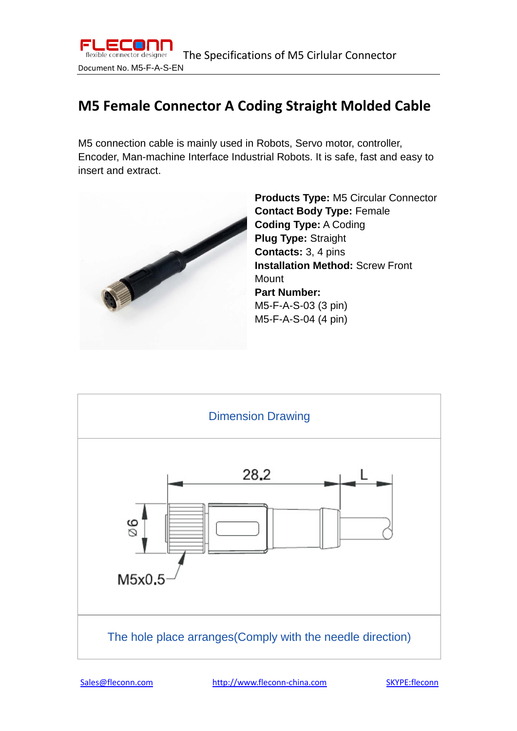# M5 Female Connector A Coding Straight Molded Cable

M5 connection cable is mainly used in Robots, Servo motor, controller, Encoder, Man-machine Interface Industrial Robots. It is safe, fast and easy to insert and extract.

**Products Type:** M5 Circular Connector
**Contact Body Type:** Female
**Coding Type:** A Coding
**Plug Type:** Straight
**Contacts:** 3, 4 pins
**Installation Method:** Screw Front Mount
**Part Number:**
M5-F-A-S-03 (3 pin)
M5-F-A-S-04 (4 pin)

| Dimension Drawing |
|---|
| 28.2 L Ø6 M5x0.5 |
| The hole place arranges(Comply with the needle direction) |

[Sales@fleconn.com](mailto:Sales@fleconn.com) [http://www.fleconn-china.com](http://www.fleconn-china.com) SKYPE:fleconn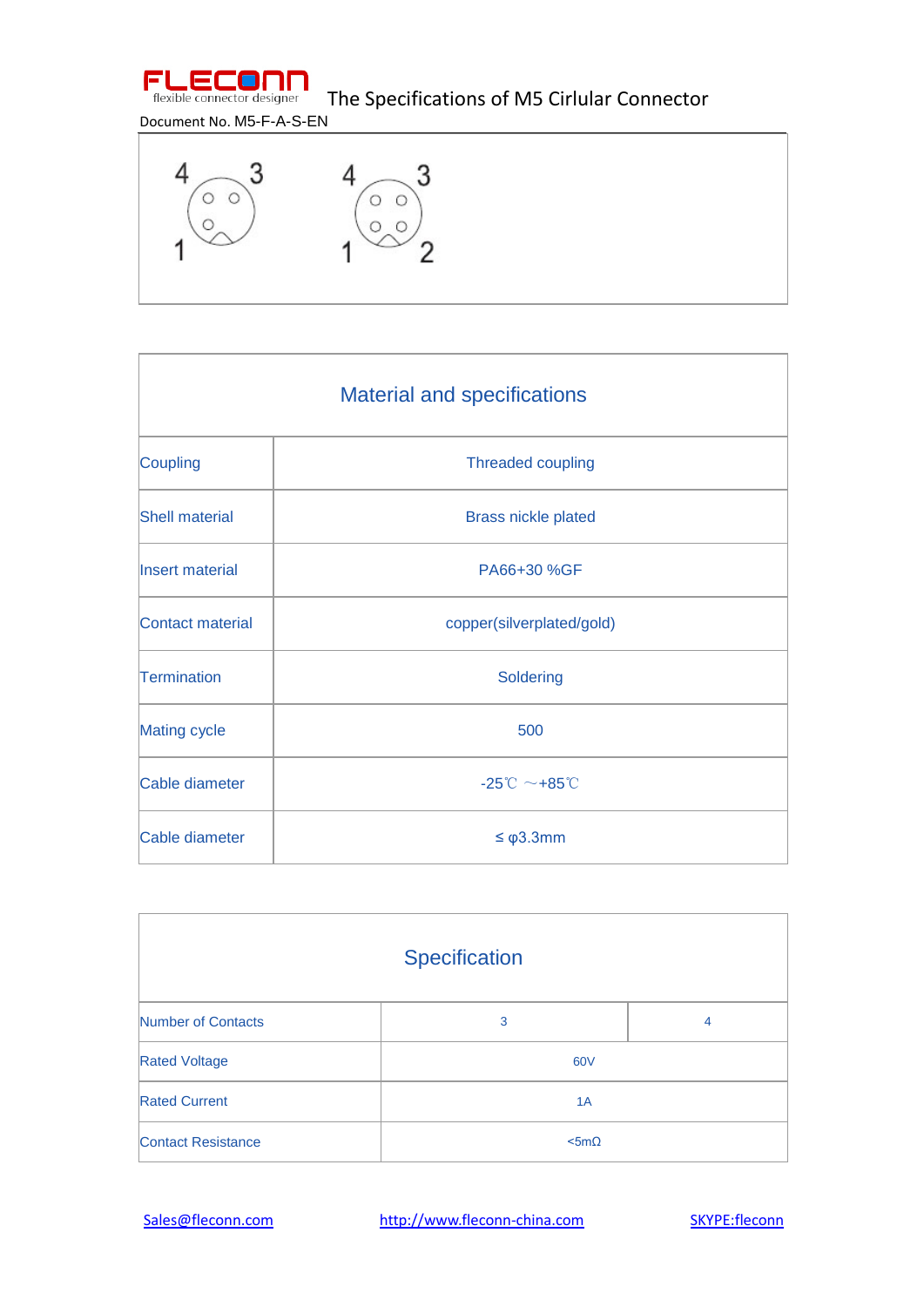# The Specifications of M5 Cirlular Connector

Document No. M5-F-A-S-EN

4 3

1

4 3

1 2

| Material and specifications | |
|---|---|
| Coupling | Threaded coupling |
| Shell material | Brass nickle plated |
| Insert material | PA66+30 %GF |
| Contact material | copper(silverplated/gold) |
| Termination | Soldering |
| Mating cycle | 500 |
| Cable diameter | -25℃ ～+85℃ |
| Cable diameter | ≤ φ3.3mm |

| Specification | | |
|---|---|---|
| Number of Contacts | 3 | 4 |
| Rated Voltage | 60V | |
| Rated Current | 1A | |
| Contact Resistance | <5mΩ | |

Sales@fleconn.com http://www.fleconn-china.com SKYPE:fleconn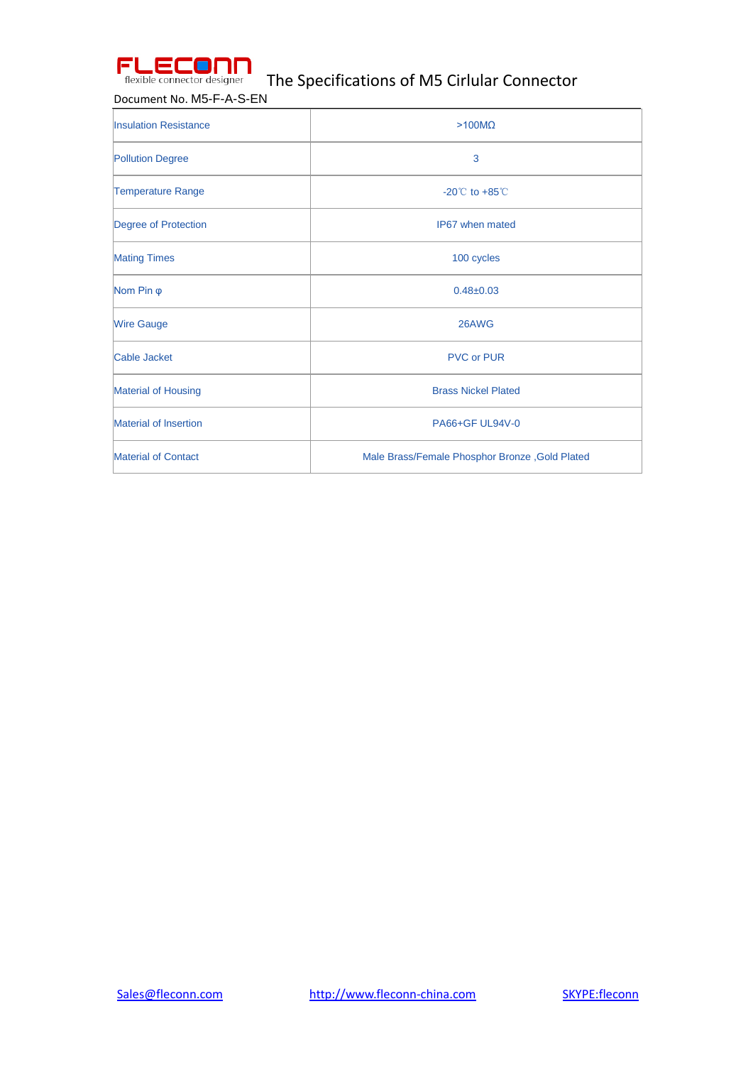FLECONN flexible connector designer

# The Specifications of M5 Cirlular Connector

Document No. M5-F-A-S-EN

| | |
|---|---|
| Insulation Resistance | >100MΩ |
| Pollution Degree | 3 |
| Temperature Range | -20℃ to +85℃ |
| Degree of Protection | IP67 when mated |
| Mating Times | 100 cycles |
| Nom Pin φ | 0.48±0.03 |
| Wire Gauge | 26AWG |
| Cable Jacket | PVC or PUR |
| Material of Housing | Brass Nickel Plated |
| Material of Insertion | PA66+GF UL94V-0 |
| Material of Contact | Male Brass/Female Phosphor Bronze ,Gold Plated |

Sales@fleconn.com    http://www.fleconn-china.com    SKYPE:fleconn